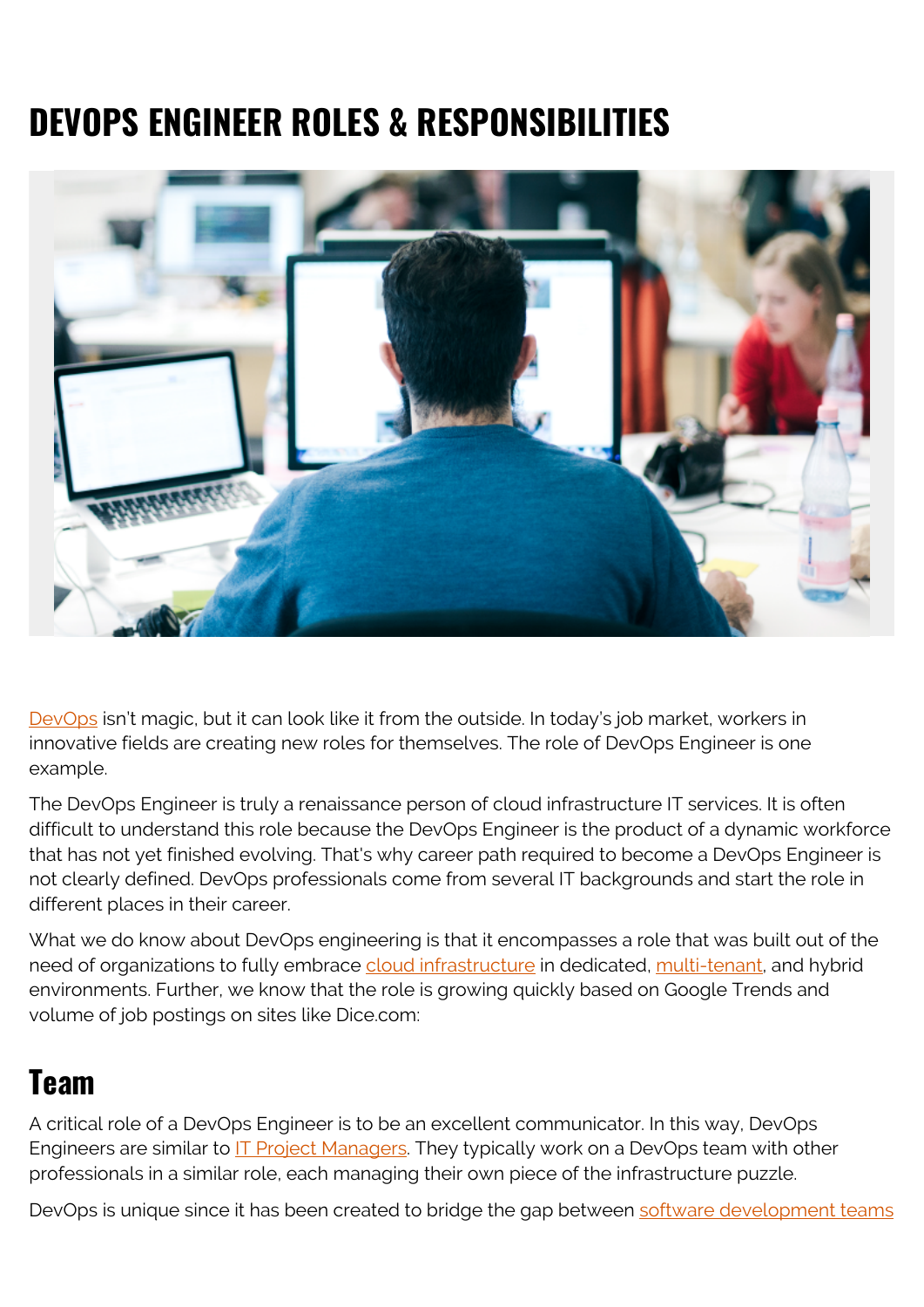# DEVOPS ENGINEER ROLES & RESPONSIBILITIES

DevOps isn't magic, but it can look like it from the outside. In today's job market, workers in innovative fields are creating new roles for themselves. The role of DevOps Engineer is one example.

The DevOps Engineer is truly a renaissance person of cloud infrastructure IT services. It is often difficult to understand this role because the DevOps Engineer is the product of a dynamic workforce that has not yet finished evolving. That's why career path required to become a DevOps Engineer is not clearly defined. DevOps professionals come from several IT backgrounds and start the role in different places in their career.

What we do know about DevOps engineering is that it encompasses a role that was built out of the need of organizations to fully embrace cloud infrastructure in dedicated, multi-tenant, and hybrid environments. Further, we know that the role is growing quickly based on Google Trends and volume of job postings on sites like Dice.com:

## Team

A critical role of a DevOps Engineer is to be an excellent communicator. In this way, DevOps Engineers are similar to IT Project Managers. They typically work on a DevOps team with other professionals in a similar role, each managing their own piece of the infrastructure puzzle.

DevOps is unique since it has been created to bridge the gap between software development teams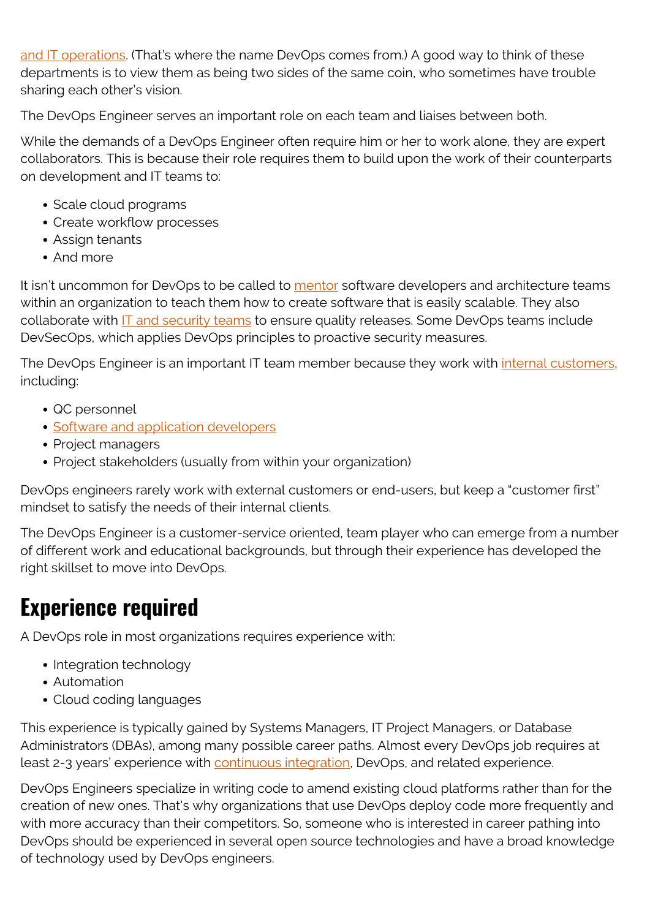and IT operations. (That's where the name DevOps comes from.) A good way to think of these departments is to view them as being two sides of the same coin, who sometimes have trouble sharing each other's vision.

The DevOps Engineer serves an important role on each team and liaises between both.

While the demands of a DevOps Engineer often require him or her to work alone, they are expert collaborators. This is because their role requires them to build upon the work of their counterparts on development and IT teams to:

- Scale cloud programs
- Create workflow processes
- Assign tenants
- And more

It isn't uncommon for DevOps to be called to mentor software developers and architecture teams within an organization to teach them how to create software that is easily scalable. They also collaborate with IT and security teams to ensure quality releases. Some DevOps teams include DevSecOps, which applies DevOps principles to proactive security measures.

The DevOps Engineer is an important IT team member because they work with internal customers, including:

- QC personnel
- Software and application developers
- Project managers
- Project stakeholders (usually from within your organization)

DevOps engineers rarely work with external customers or end-users, but keep a "customer first" mindset to satisfy the needs of their internal clients.

The DevOps Engineer is a customer-service oriented, team player who can emerge from a number of different work and educational backgrounds, but through their experience has developed the right skillset to move into DevOps.

## Experience required

A DevOps role in most organizations requires experience with:

- Integration technology
- Automation
- Cloud coding languages

This experience is typically gained by Systems Managers, IT Project Managers, or Database Administrators (DBAs), among many possible career paths. Almost every DevOps job requires at least 2-3 years' experience with continuous integration, DevOps, and related experience.

DevOps Engineers specialize in writing code to amend existing cloud platforms rather than for the creation of new ones. That's why organizations that use DevOps deploy code more frequently and with more accuracy than their competitors. So, someone who is interested in career pathing into DevOps should be experienced in several open source technologies and have a broad knowledge of technology used by DevOps engineers.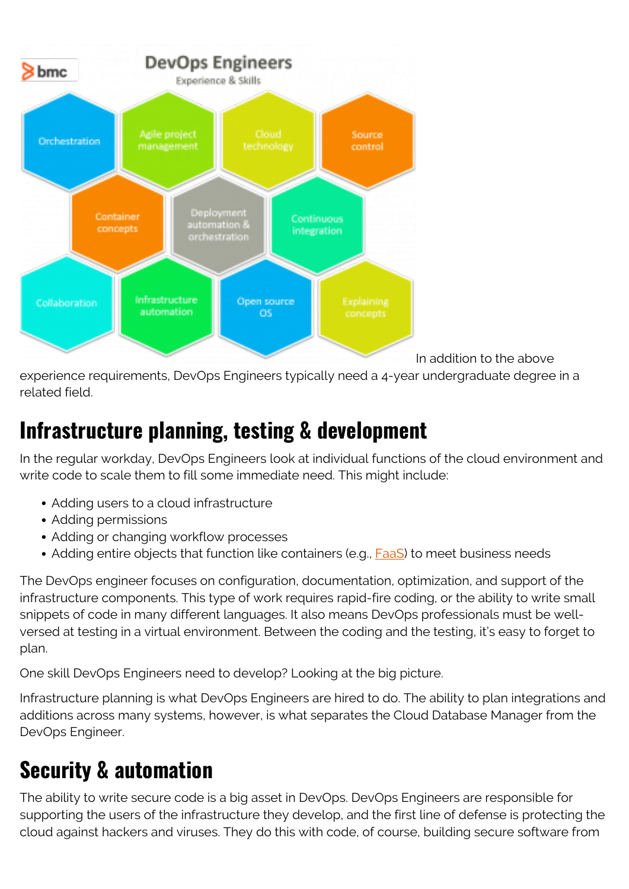In addition to the above experience requirements, DevOps Engineers typically need a 4-year undergraduate degree in a related field.

## Infrastructure planning, testing & development

In the regular workday, DevOps Engineers look at individual functions of the cloud environment and write code to scale them to fill some immediate need. This might include:

- Adding users to a cloud infrastructure
- Adding permissions
- Adding or changing workflow processes
- Adding entire objects that function like containers (e.g., FaaS) to meet business needs

The DevOps engineer focuses on configuration, documentation, optimization, and support of the infrastructure components. This type of work requires rapid-fire coding, or the ability to write small snippets of code in many different languages. It also means DevOps professionals must be well-versed at testing in a virtual environment. Between the coding and the testing, it's easy to forget to plan.

One skill DevOps Engineers need to develop? Looking at the big picture.

Infrastructure planning is what DevOps Engineers are hired to do. The ability to plan integrations and additions across many systems, however, is what separates the Cloud Database Manager from the DevOps Engineer.

## Security & automation

The ability to write secure code is a big asset in DevOps. DevOps Engineers are responsible for supporting the users of the infrastructure they develop, and the first line of defense is protecting the cloud against hackers and viruses. They do this with code, of course, building secure software from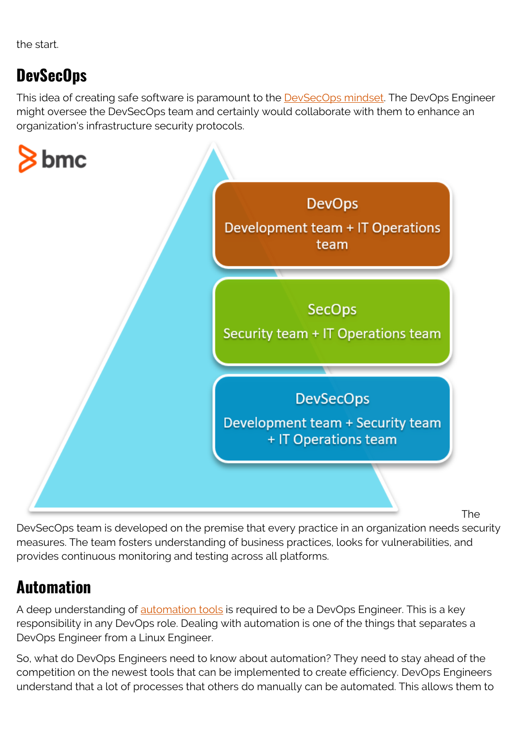the start.

## DevSecOps

This idea of creating safe software is paramount to the DevSecOps mindset. The DevOps Engineer might oversee the DevSecOps team and certainly would collaborate with them to enhance an organization's infrastructure security protocols.

**DevOps**
Development team + IT Operations team

**SecOps**
Security team + IT Operations team

**DevSecOps**
Development team + Security team + IT Operations team

The DevSecOps team is developed on the premise that every practice in an organization needs security measures. The team fosters understanding of business practices, looks for vulnerabilities, and provides continuous monitoring and testing across all platforms.

## Automation

A deep understanding of automation tools is required to be a DevOps Engineer. This is a key responsibility in any DevOps role. Dealing with automation is one of the things that separates a DevOps Engineer from a Linux Engineer.

So, what do DevOps Engineers need to know about automation? They need to stay ahead of the competition on the newest tools that can be implemented to create efficiency. DevOps Engineers understand that a lot of processes that others do manually can be automated. This allows them to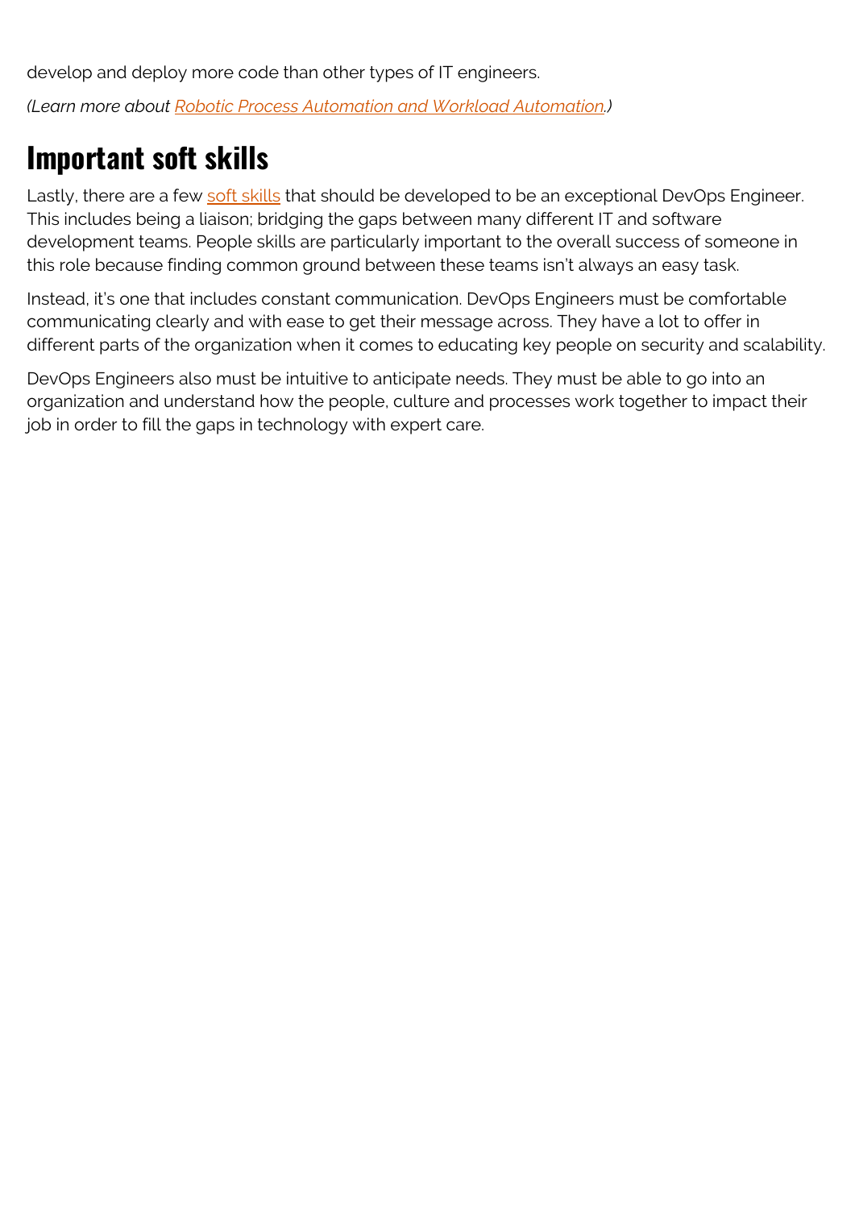develop and deploy more code than other types of IT engineers.

*(Learn more about [Robotic Process Automation and Workload Automation](#).)*

## Important soft skills

Lastly, there are a few [soft skills](#) that should be developed to be an exceptional DevOps Engineer. This includes being a liaison; bridging the gaps between many different IT and software development teams. People skills are particularly important to the overall success of someone in this role because finding common ground between these teams isn't always an easy task.

Instead, it's one that includes constant communication. DevOps Engineers must be comfortable communicating clearly and with ease to get their message across. They have a lot to offer in different parts of the organization when it comes to educating key people on security and scalability.

DevOps Engineers also must be intuitive to anticipate needs. They must be able to go into an organization and understand how the people, culture and processes work together to impact their job in order to fill the gaps in technology with expert care.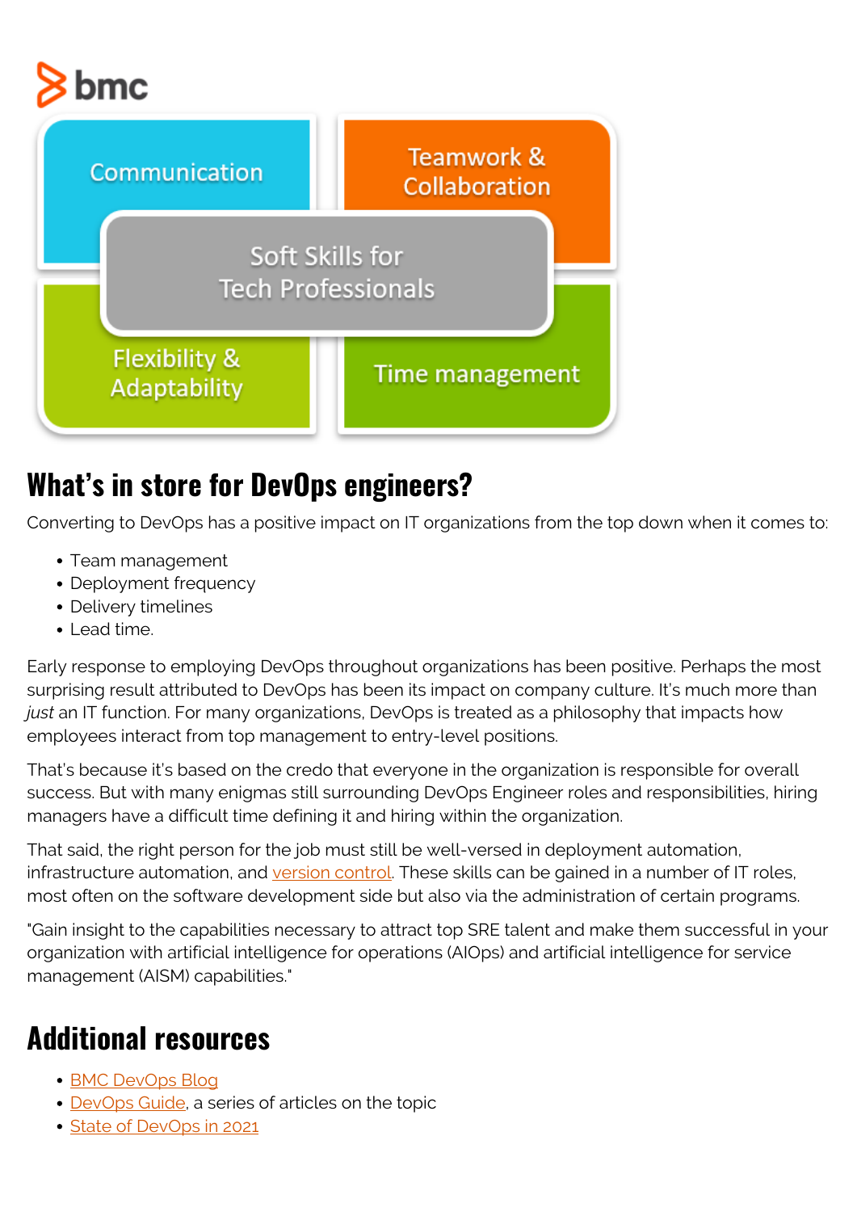## What's in store for DevOps engineers?

Converting to DevOps has a positive impact on IT organizations from the top down when it comes to:

- Team management
- Deployment frequency
- Delivery timelines
- Lead time.

Early response to employing DevOps throughout organizations has been positive. Perhaps the most surprising result attributed to DevOps has been its impact on company culture. It's much more than *just* an IT function. For many organizations, DevOps is treated as a philosophy that impacts how employees interact from top management to entry-level positions.

That's because it's based on the credo that everyone in the organization is responsible for overall success. But with many enigmas still surrounding DevOps Engineer roles and responsibilities, hiring managers have a difficult time defining it and hiring within the organization.

That said, the right person for the job must still be well-versed in deployment automation, infrastructure automation, and version control. These skills can be gained in a number of IT roles, most often on the software development side but also via the administration of certain programs.

"Gain insight to the capabilities necessary to attract top SRE talent and make them successful in your organization with artificial intelligence for operations (AIOps) and artificial intelligence for service management (AISM) capabilities."

## Additional resources

- BMC DevOps Blog
- DevOps Guide, a series of articles on the topic
- State of DevOps in 2021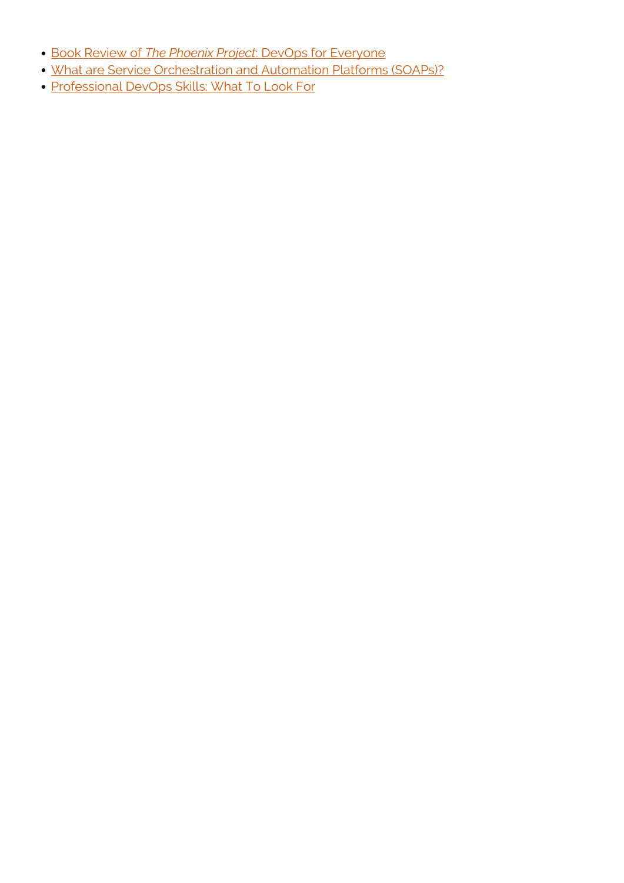- Book Review of *The Phoenix Project*: DevOps for Everyone
- What are Service Orchestration and Automation Platforms (SOAPs)?
- Professional DevOps Skills: What To Look For